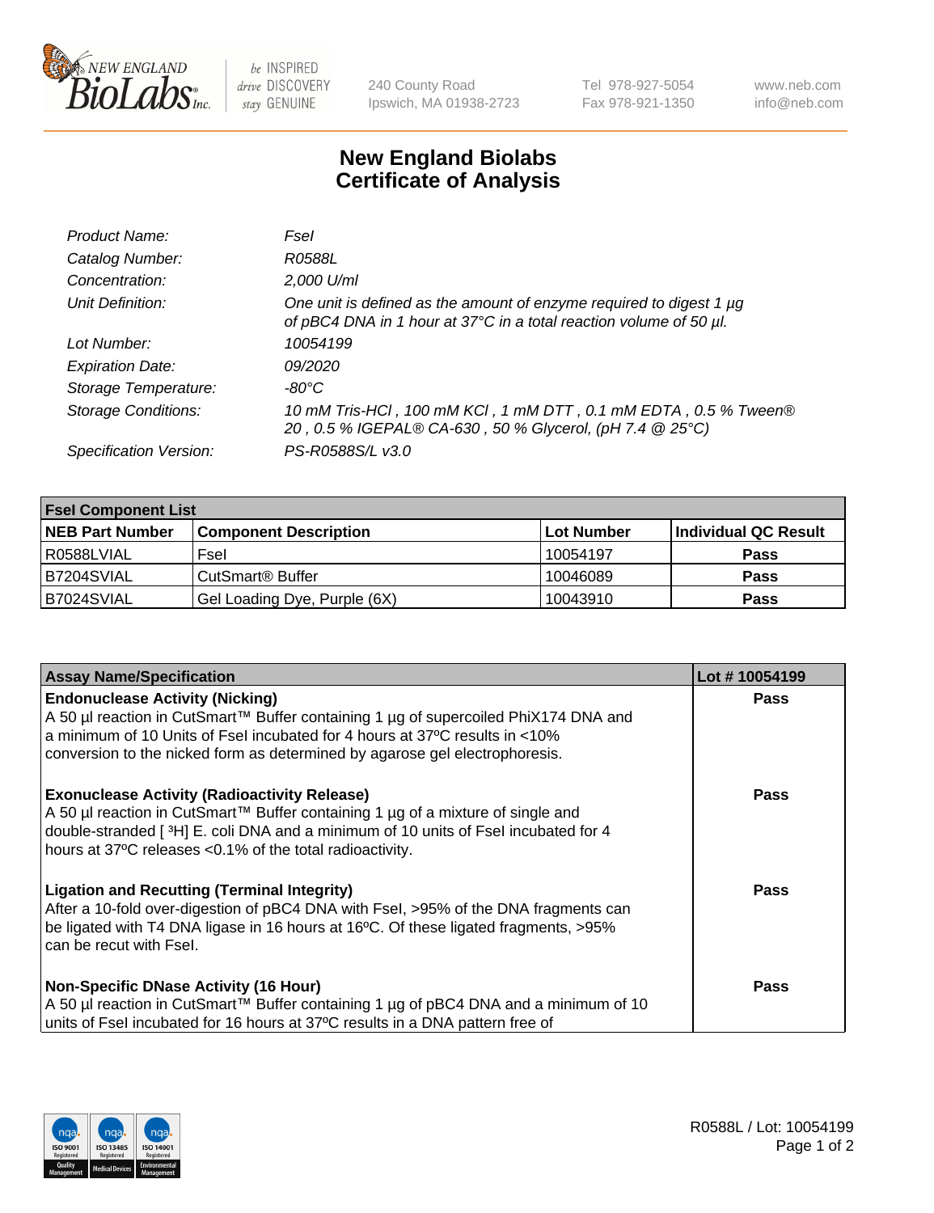# New England Biolabs Certificate of Analysis

| | |
|---|---|
| *Product Name:* | *FseI* |
| *Catalog Number:* | *R0588L* |
| *Concentration:* | *2,000 U/ml* |
| *Unit Definition:* | *One unit is defined as the amount of enzyme required to digest 1 µg of pBC4 DNA in 1 hour at 37°C in a total reaction volume of 50 µl.* |
| *Lot Number:* | *10054199* |
| *Expiration Date:* | *09/2020* |
| *Storage Temperature:* | *-80°C* |
| *Storage Conditions:* | *10 mM Tris-HCl , 100 mM KCl , 1 mM DTT , 0.1 mM EDTA , 0.5 % Tween® 20 , 0.5 % IGEPAL® CA-630 , 50 % Glycerol, (pH 7.4 @ 25°C)* |
| *Specification Version:* | *PS-R0588S/L v3.0* |

| **FseI Component List** | | | |
|---|---|---|---|
| **NEB Part Number** | **Component Description** | **Lot Number** | **Individual QC Result** |
| R0588LVIAL | FseI | 10054197 | **Pass** |
| B7204SVIAL | CutSmart® Buffer | 10046089 | **Pass** |
| B7024SVIAL | Gel Loading Dye, Purple (6X) | 10043910 | **Pass** |

| **Assay Name/Specification** | **Lot # 10054199** |
|---|---|
| **Endonuclease Activity (Nicking)** A 50 µl reaction in CutSmart™ Buffer containing 1 µg of supercoiled PhiX174 DNA and a minimum of 10 Units of FseI incubated for 4 hours at 37ºC results in <10% conversion to the nicked form as determined by agarose gel electrophoresis. | **Pass** |
| **Exonuclease Activity (Radioactivity Release)** A 50 µl reaction in CutSmart™ Buffer containing 1 µg of a mixture of single and double-stranded [ $^{3}$H] E. coli DNA and a minimum of 10 units of FseI incubated for 4 hours at 37ºC releases <0.1% of the total radioactivity. | **Pass** |
| **Ligation and Recutting (Terminal Integrity)** After a 10-fold over-digestion of pBC4 DNA with FseI, >95% of the DNA fragments can be ligated with T4 DNA ligase in 16 hours at 16ºC. Of these ligated fragments, >95% can be recut with FseI. | **Pass** |
| **Non-Specific DNase Activity (16 Hour)** A 50 µl reaction in CutSmart™ Buffer containing 1 µg of pBC4 DNA and a minimum of 10 units of FseI incubated for 16 hours at 37ºC results in a DNA pattern free of | **Pass** |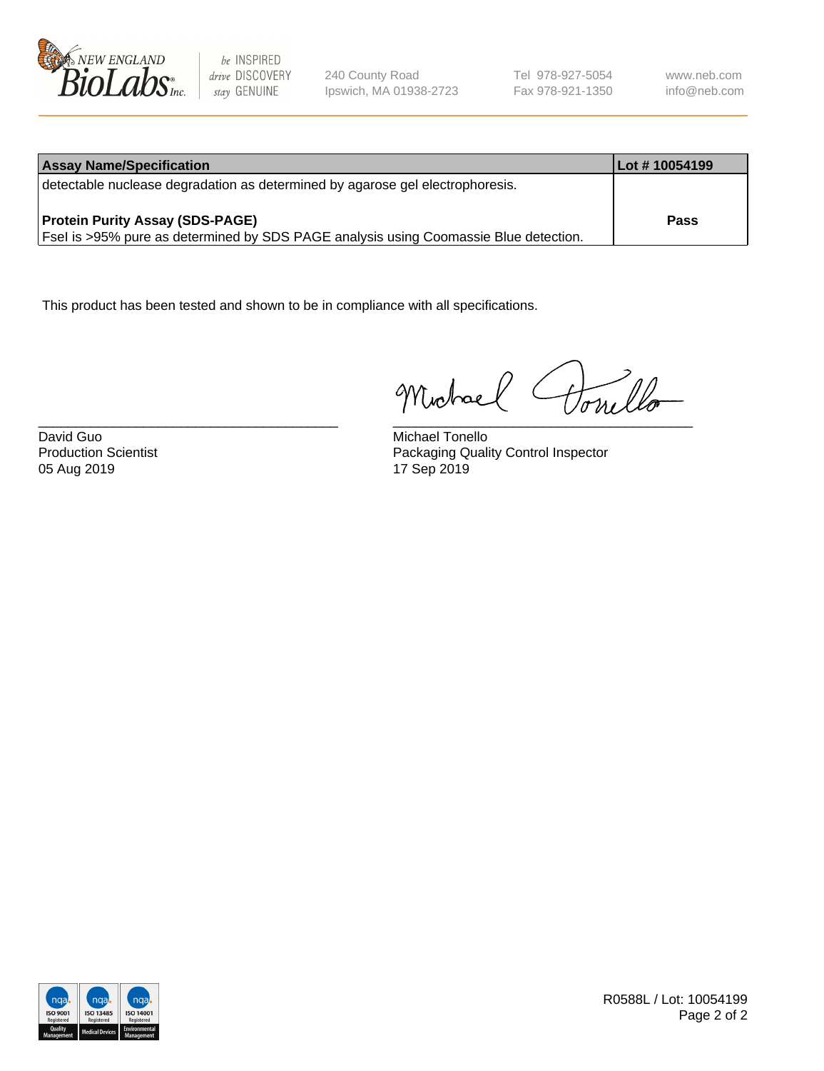| Assay Name/Specification | Lot # 10054199 |
|---|---|
| detectable nuclease degradation as determined by agarose gel electrophoresis. | |
| **Protein Purity Assay (SDS-PAGE)**<br>FseI is >95% pure as determined by SDS PAGE analysis using Coomassie Blue detection. | **Pass** |

This product has been tested and shown to be in compliance with all specifications.

David Guo
Production Scientist
05 Aug 2019

Michael Tonello
Packaging Quality Control Inspector
17 Sep 2019

R0588L / Lot: 10054199